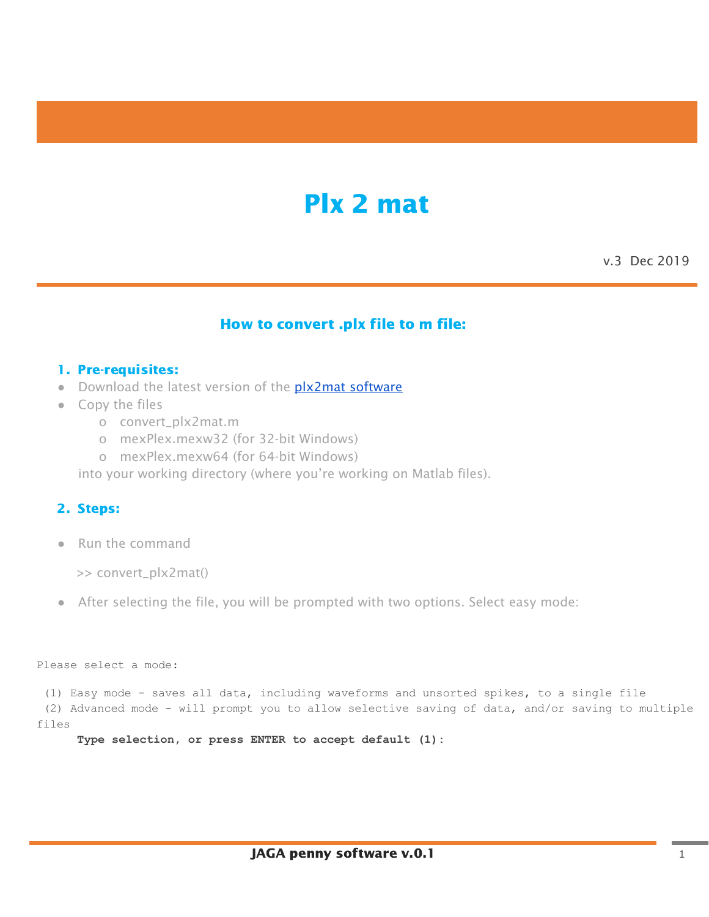# Plx 2 mat

v.3 Dec 2019

## How to convert .plx file to m file:

### 1. Pre-requisites:

- Download the latest version of the [plx2mat software]()
- Copy the files
    - convert_plx2mat.m
    - mexPlex.mexw32 (for 32-bit Windows)
    - mexPlex.mexw64 (for 64-bit Windows)

  into your working directory (where you're working on Matlab files).

### 2. Steps:

- Run the command

  >> convert_plx2mat()

- After selecting the file, you will be prompted with two options. Select easy mode:

```
Please select a mode:

 (1) Easy mode - saves all data, including waveforms and unsorted spikes, to a single file
 (2) Advanced mode - will prompt you to allow selective saving of data, and/or saving to multiple files
      Type selection, or press ENTER to accept default (1):
```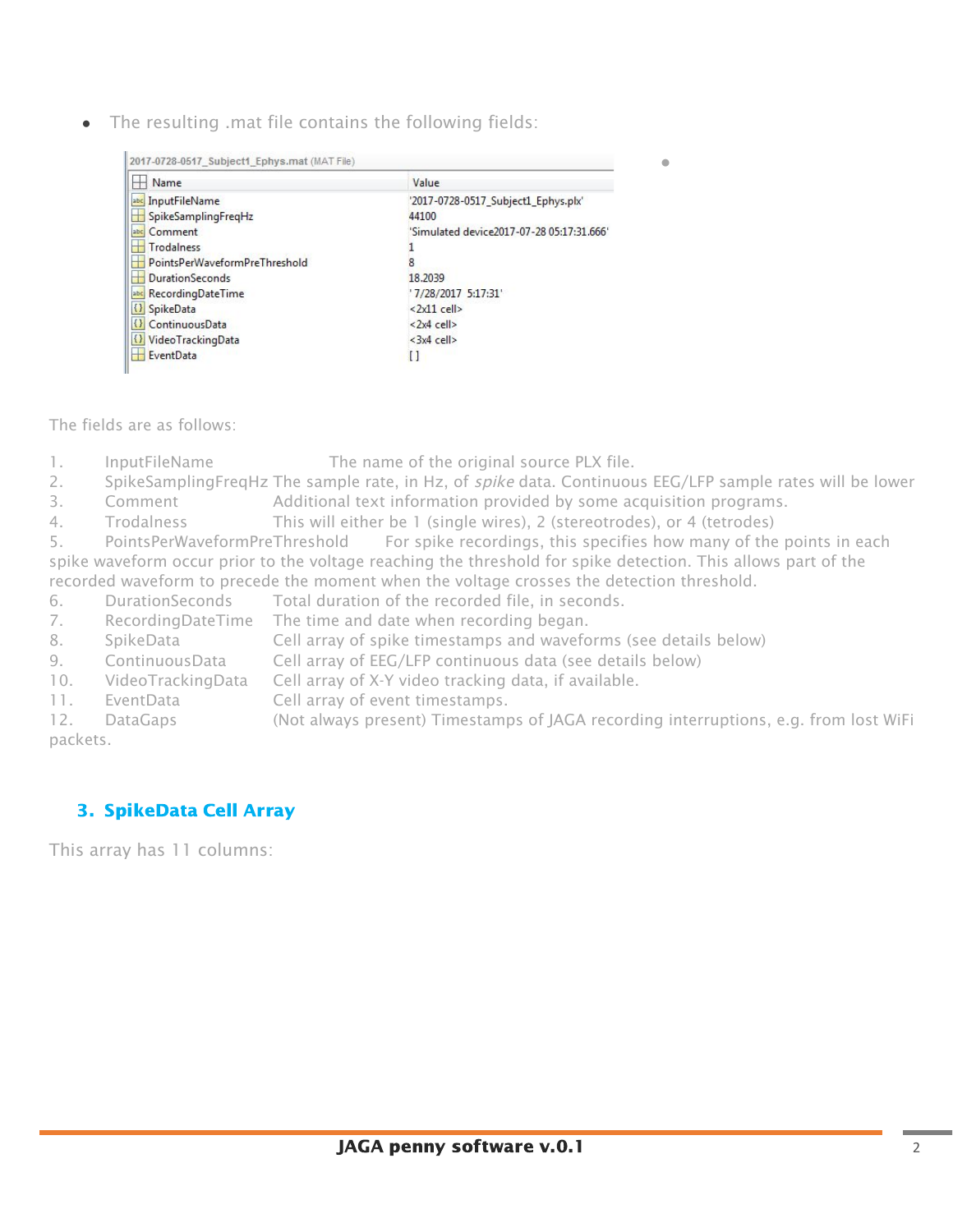- The resulting .mat file contains the following fields:

2017-0728-0517_Subject1_Ephys.mat (MAT File)

| Name | Value |
|---|---|
| InputFileName | '2017-0728-0517_Subject1_Ephys.plx' |
| SpikeSamplingFreqHz | 44100 |
| Comment | 'Simulated device2017-07-28 05:17:31.666' |
| Trodalness | 1 |
| PointsPerWaveformPreThreshold | 8 |
| DurationSeconds | 18.2039 |
| RecordingDateTime | ' 7/28/2017 5:17:31' |
| SpikeData | <2x11 cell> |
| ContinuousData | <2x4 cell> |
| VideoTrackingData | <3x4 cell> |
| EventData | [] |

The fields are as follows:

1. InputFileName — The name of the original source PLX file.
2. SpikeSamplingFreqHz — The sample rate, in Hz, of *spike* data. Continuous EEG/LFP sample rates will be lower
3. Comment — Additional text information provided by some acquisition programs.
4. Trodalness — This will either be 1 (single wires), 2 (stereotrodes), or 4 (tetrodes)
5. PointsPerWaveformPreThreshold — For spike recordings, this specifies how many of the points in each spike waveform occur prior to the voltage reaching the threshold for spike detection. This allows part of the recorded waveform to precede the moment when the voltage crosses the detection threshold.
6. DurationSeconds — Total duration of the recorded file, in seconds.
7. RecordingDateTime — The time and date when recording began.
8. SpikeData — Cell array of spike timestamps and waveforms (see details below)
9. ContinuousData — Cell array of EEG/LFP continuous data (see details below)
10. VideoTrackingData — Cell array of X-Y video tracking data, if available.
11. EventData — Cell array of event timestamps.
12. DataGaps — (Not always present) Timestamps of JAGA recording interruptions, e.g. from lost WiFi packets.

## 3. SpikeData Cell Array

This array has 11 columns: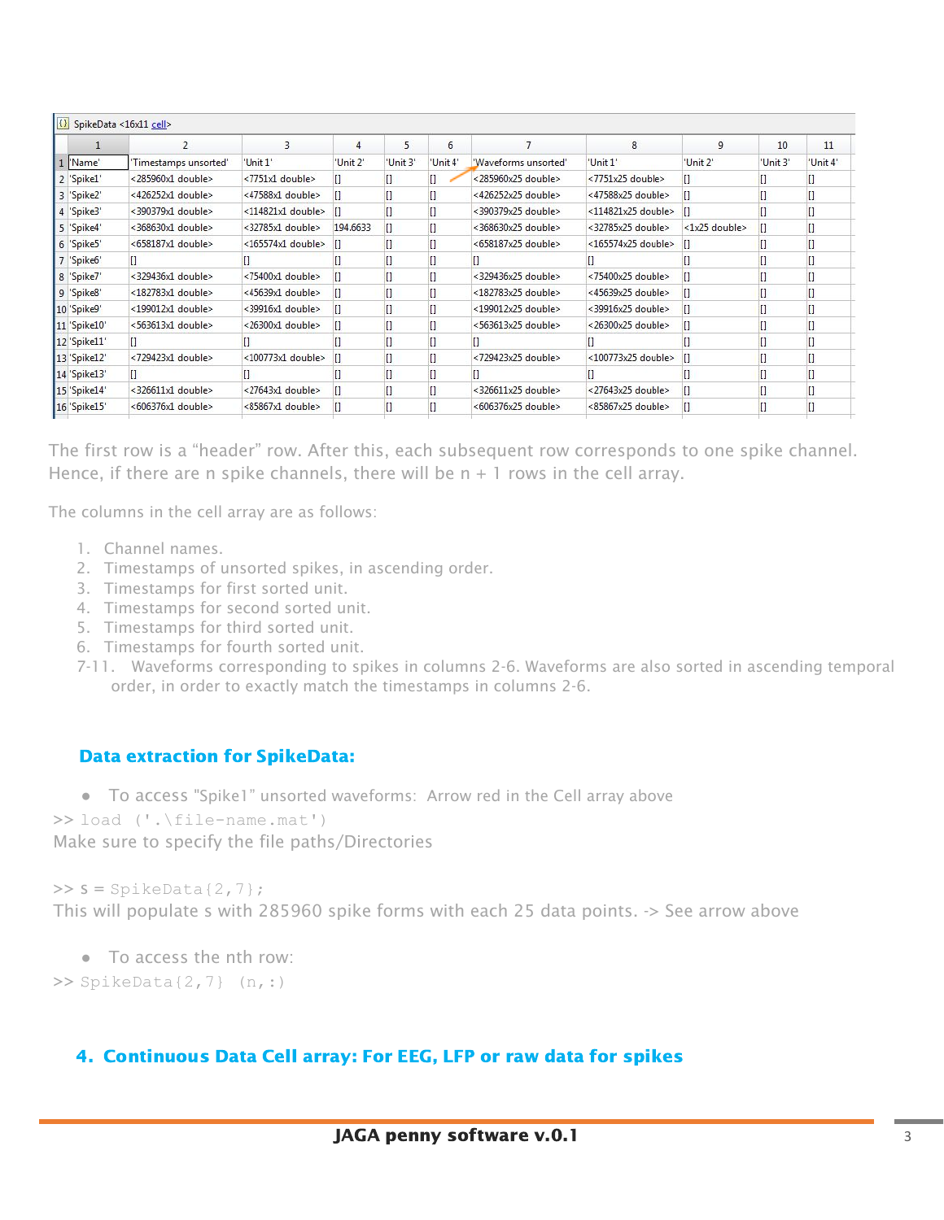SpikeData <16x11 cell>

| | 1 | 2 | 3 | 4 | 5 | 6 | 7 | 8 | 9 | 10 | 11 |
|---|---|---|---|---|---|---|---|---|---|---|---|
| 1 | 'Name' | 'Timestamps unsorted' | 'Unit 1' | 'Unit 2' | 'Unit 3' | 'Unit 4' | 'Waveforms unsorted' | 'Unit 1' | 'Unit 2' | 'Unit 3' | 'Unit 4' |
| 2 | 'Spike1' | <285960x1 double> | <7751x1 double> | [] | [] | [] | <285960x25 double> | <7751x25 double> | [] | [] | [] |
| 3 | 'Spike2' | <426252x1 double> | <47588x1 double> | [] | [] | [] | <426252x25 double> | <47588x25 double> | [] | [] | [] |
| 4 | 'Spike3' | <390379x1 double> | <114821x1 double> | [] | [] | [] | <390379x25 double> | <114821x25 double> | [] | [] | [] |
| 5 | 'Spike4' | <368630x1 double> | <32785x1 double> | 194.6633 | [] | [] | <368630x25 double> | <32785x25 double> | <1x25 double> | [] | [] |
| 6 | 'Spike5' | <658187x1 double> | <165574x1 double> | [] | [] | [] | <658187x25 double> | <165574x25 double> | [] | [] | [] |
| 7 | 'Spike6' | [] | [] | [] | [] | [] | [] | [] | [] | [] | [] |
| 8 | 'Spike7' | <329436x1 double> | <75400x1 double> | [] | [] | [] | <329436x25 double> | <75400x25 double> | [] | [] | [] |
| 9 | 'Spike8' | <182783x1 double> | <45639x1 double> | [] | [] | [] | <182783x25 double> | <45639x25 double> | [] | [] | [] |
| 10 | 'Spike9' | <199012x1 double> | <39916x1 double> | [] | [] | [] | <199012x25 double> | <39916x25 double> | [] | [] | [] |
| 11 | 'Spike10' | <563613x1 double> | <26300x1 double> | [] | [] | [] | <563613x25 double> | <26300x25 double> | [] | [] | [] |
| 12 | 'Spike11' | [] | [] | [] | [] | [] | [] | [] | [] | [] | [] |
| 13 | 'Spike12' | <729423x1 double> | <100773x1 double> | [] | [] | [] | <729423x25 double> | <100773x25 double> | [] | [] | [] |
| 14 | 'Spike13' | [] | [] | [] | [] | [] | [] | [] | [] | [] | [] |
| 15 | 'Spike14' | <326611x1 double> | <27643x1 double> | [] | [] | [] | <326611x25 double> | <27643x25 double> | [] | [] | [] |
| 16 | 'Spike15' | <606376x1 double> | <85867x1 double> | [] | [] | [] | <606376x25 double> | <85867x25 double> | [] | [] | [] |

The first row is a "header" row. After this, each subsequent row corresponds to one spike channel. Hence, if there are n spike channels, there will be n + 1 rows in the cell array.

The columns in the cell array are as follows:

1. Channel names.
2. Timestamps of unsorted spikes, in ascending order.
3. Timestamps for first sorted unit.
4. Timestamps for second sorted unit.
5. Timestamps for third sorted unit.
6. Timestamps for fourth sorted unit.

7-11. Waveforms corresponding to spikes in columns 2-6. Waveforms are also sorted in ascending temporal order, in order to exactly match the timestamps in columns 2-6.

### Data extraction for SpikeData:

- To access "Spike1" unsorted waveforms: Arrow red in the Cell array above

```
>> load ('.\file-name.mat')
```

Make sure to specify the file paths/Directories

```
>> s = SpikeData{2,7};
```

This will populate s with 285960 spike forms with each 25 data points. -> See arrow above

- To access the nth row:

```
>> SpikeData{2,7} (n,:)
```

## 4. Continuous Data Cell array: For EEG, LFP or raw data for spikes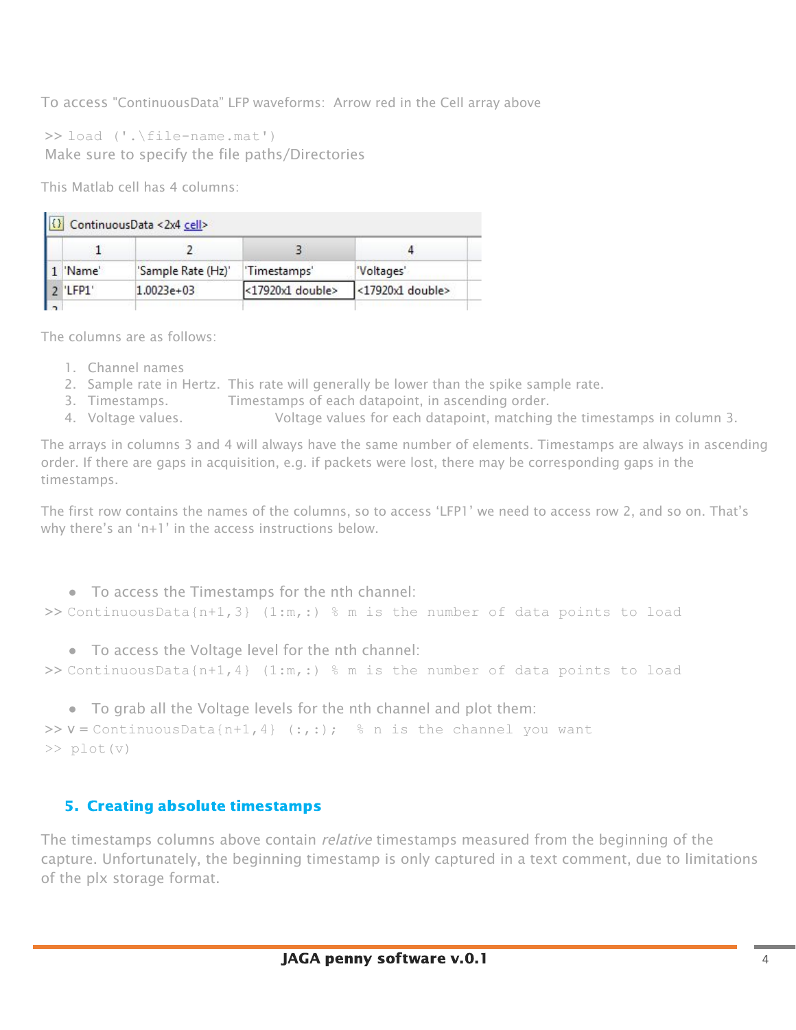To access "ContinuousData" LFP waveforms:  Arrow red in the Cell array above

```
>> load ('.\file-name.mat')
```

Make sure to specify the file paths/Directories

This Matlab cell has 4 columns:

ContinuousData <2x4 cell>

| | 1 | 2 | 3 | 4 |
|---|---|---|---|---|
| 1 | 'Name' | 'Sample Rate (Hz)' | 'Timestamps' | 'Voltages' |
| 2 | 'LFP1' | 1.0023e+03 | <17920x1 double> | <17920x1 double> |

The columns are as follows:

1. Channel names
2. Sample rate in Hertz.  This rate will generally be lower than the spike sample rate.
3. Timestamps.  Timestamps of each datapoint, in ascending order.
4. Voltage values.  Voltage values for each datapoint, matching the timestamps in column 3.

The arrays in columns 3 and 4 will always have the same number of elements. Timestamps are always in ascending order. If there are gaps in acquisition, e.g. if packets were lost, there may be corresponding gaps in the timestamps.

The first row contains the names of the columns, so to access 'LFP1' we need to access row 2, and so on. That's why there's an 'n+1' in the access instructions below.

- To access the Timestamps for the nth channel:

```
>> ContinuousData{n+1,3} (1:m,:) % m is the number of data points to load
```

- To access the Voltage level for the nth channel:

```
>> ContinuousData{n+1,4} (1:m,:) % m is the number of data points to load
```

- To grab all the Voltage levels for the nth channel and plot them:

```
>> v = ContinuousData{n+1,4} (:,:);  % n is the channel you want
>> plot(v)
```

## 5. Creating absolute timestamps

The timestamps columns above contain *relative* timestamps measured from the beginning of the capture. Unfortunately, the beginning timestamp is only captured in a text comment, due to limitations of the plx storage format.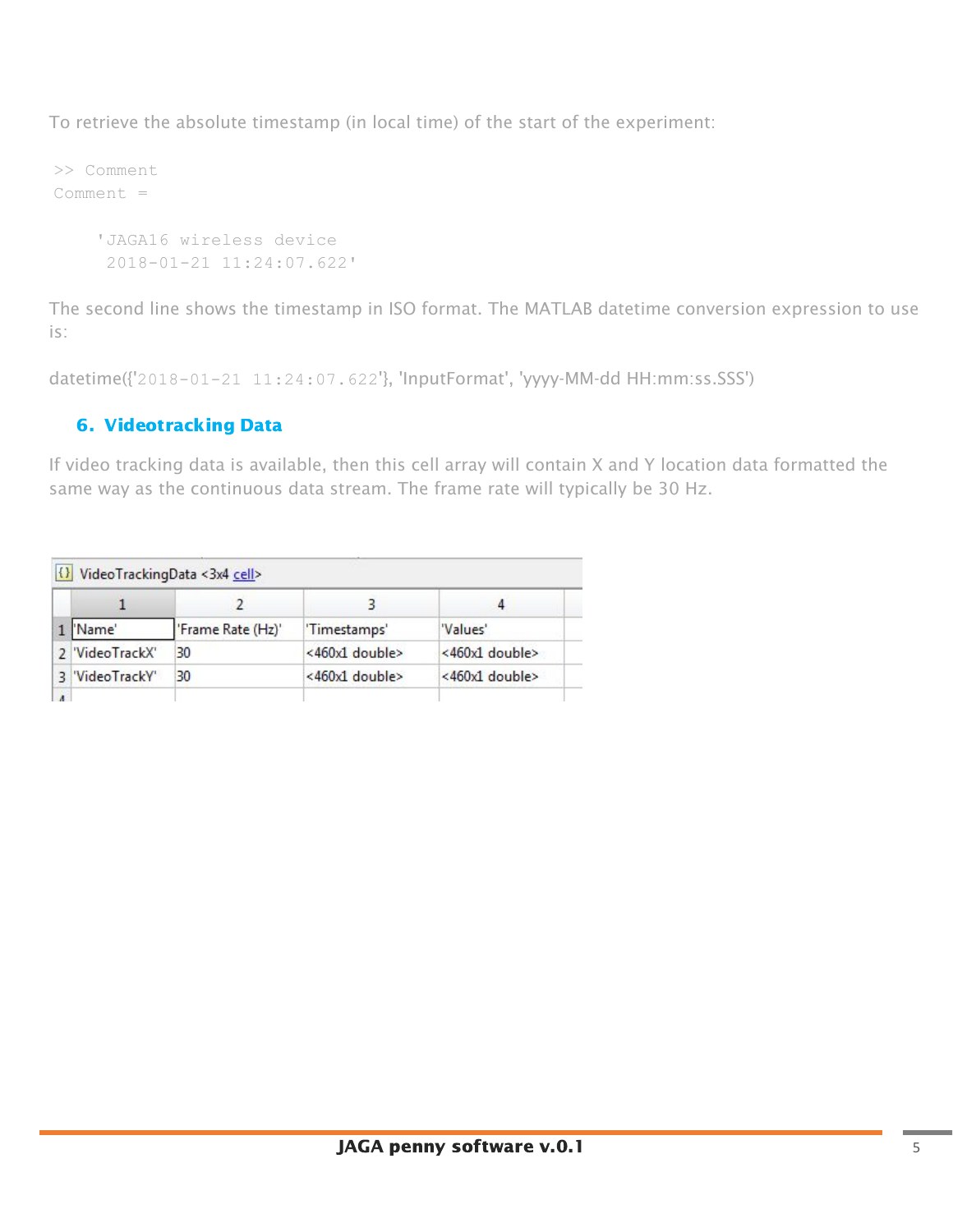To retrieve the absolute timestamp (in local time) of the start of the experiment:

```
>> Comment
Comment =

    'JAGA16 wireless device
     2018-01-21 11:24:07.622'
```

The second line shows the timestamp in ISO format. The MATLAB datetime conversion expression to use is:

datetime({'2018-01-21 11:24:07.622'}, 'InputFormat', 'yyyy-MM-dd HH:mm:ss.SSS')

## 6. Videotracking Data

If video tracking data is available, then this cell array will contain X and Y location data formatted the same way as the continuous data stream. The frame rate will typically be 30 Hz.

VideoTrackingData <3x4 cell>

| | 1 | 2 | 3 | 4 |
|---|---|---|---|---|
| 1 | 'Name' | 'Frame Rate (Hz)' | 'Timestamps' | 'Values' |
| 2 | 'VideoTrackX' | 30 | <460x1 double> | <460x1 double> |
| 3 | 'VideoTrackY' | 30 | <460x1 double> | <460x1 double> |
| 4 | | | | |